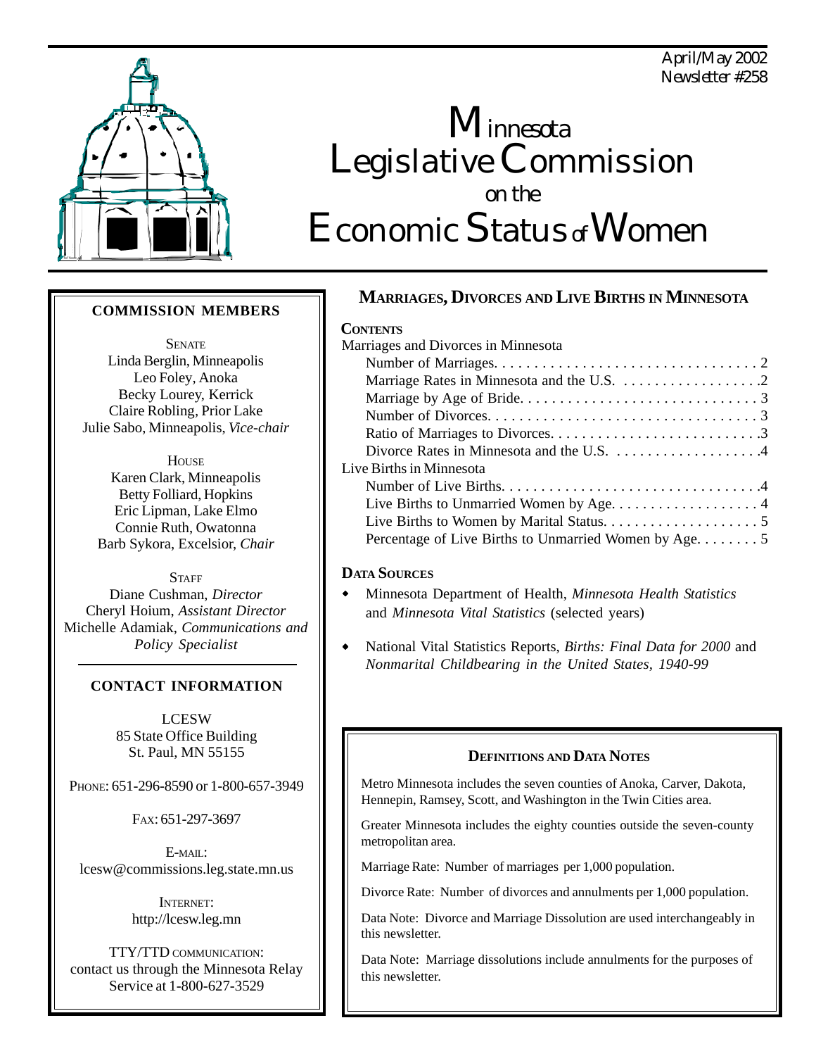April/May 2002
Newsletter #258

# Minnesota Legislative Commission on the Economic Status of Women

**COMMISSION MEMBERS**

SENATE
Linda Berglin, Minneapolis
Leo Foley, Anoka
Becky Lourey, Kerrick
Claire Robling, Prior Lake
Julie Sabo, Minneapolis, *Vice-chair*

HOUSE
Karen Clark, Minneapolis
Betty Folliard, Hopkins
Eric Lipman, Lake Elmo
Connie Ruth, Owatonna
Barb Sykora, Excelsior, *Chair*

STAFF
Diane Cushman, *Director*
Cheryl Hoium, *Assistant Director*
Michelle Adamiak, *Communications and Policy Specialist*

**CONTACT INFORMATION**

LCESW
85 State Office Building
St. Paul, MN 55155

PHONE: 651-296-8590 or 1-800-657-3949

FAX: 651-297-3697

E-MAIL:
lcesw@commissions.leg.state.mn.us

INTERNET:
http://lcesw.leg.mn

TTY/TTD COMMUNICATION:
contact us through the Minnesota Relay Service at 1-800-627-3529

## MARRIAGES, DIVORCES AND LIVE BIRTHS IN MINNESOTA

**CONTENTS**

Marriages and Divorces in Minnesota
- Number of Marriages . . . . . 2
- Marriage Rates in Minnesota and the U.S. . . . . . 2
- Marriage by Age of Bride . . . . . 3
- Number of Divorces . . . . . 3
- Ratio of Marriages to Divorces . . . . . 3
- Divorce Rates in Minnesota and the U.S. . . . . . 4

Live Births in Minnesota
- Number of Live Births . . . . . 4
- Live Births to Unmarried Women by Age . . . . . 4
- Live Births to Women by Marital Status . . . . . 5
- Percentage of Live Births to Unmarried Women by Age . . . . . 5

**DATA SOURCES**

- Minnesota Department of Health, *Minnesota Health Statistics* and *Minnesota Vital Statistics* (selected years)
- National Vital Statistics Reports, *Births: Final Data for 2000* and *Nonmarital Childbearing in the United States, 1940-99*

**DEFINITIONS AND DATA NOTES**

Metro Minnesota includes the seven counties of Anoka, Carver, Dakota, Hennepin, Ramsey, Scott, and Washington in the Twin Cities area.

Greater Minnesota includes the eighty counties outside the seven-county metropolitan area.

Marriage Rate: Number of marriages per 1,000 population.

Divorce Rate: Number of divorces and annulments per 1,000 population.

Data Note: Divorce and Marriage Dissolution are used interchangeably in this newsletter.

Data Note: Marriage dissolutions include annulments for the purposes of this newsletter.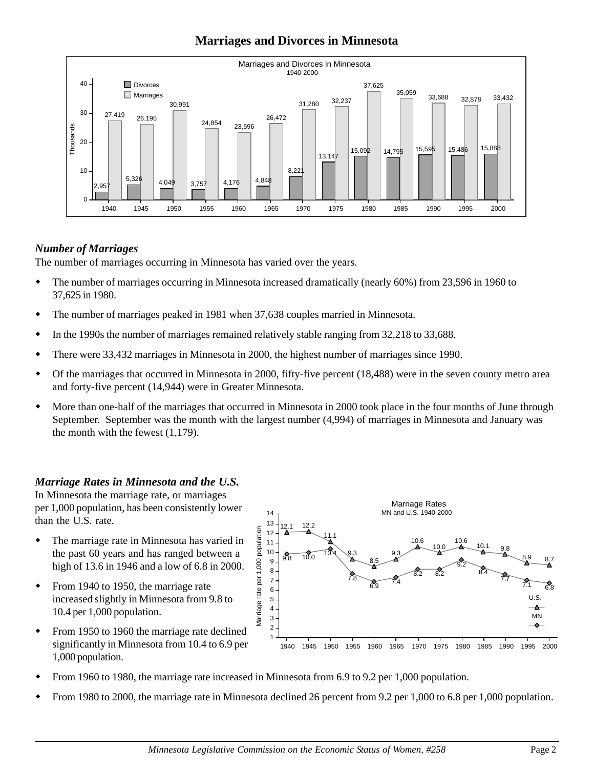# Marriages and Divorces in Minnesota

Marriages and Divorces in Minnesota
1940-2000

| Year | Divorces | Marriages |
|---|---|---|
| 1940 | 2,957 | 27,419 |
| 1945 | 5,326 | 26,195 |
| 1950 | 4,049 | 30,991 |
| 1955 | 3,757 | 24,854 |
| 1960 | 4,176 | 23,596 |
| 1965 | 4,848 | 26,472 |
| 1970 | 8,221 | 31,280 |
| 1975 | 13,147 | 32,237 |
| 1980 | 15,092 | 37,625 |
| 1985 | 14,795 | 35,059 |
| 1990 | 15,595 | 33,688 |
| 1995 | 15,486 | 32,878 |
| 2000 | 15,888 | 33,432 |

### *Number of Marriages*

The number of marriages occurring in Minnesota has varied over the years.

- The number of marriages occurring in Minnesota increased dramatically (nearly 60%) from 23,596 in 1960 to 37,625 in 1980.
- The number of marriages peaked in 1981 when 37,638 couples married in Minnesota.
- In the 1990s the number of marriages remained relatively stable ranging from 32,218 to 33,688.
- There were 33,432 marriages in Minnesota in 2000, the highest number of marriages since 1990.
- Of the marriages that occurred in Minnesota in 2000, fifty-five percent (18,488) were in the seven county metro area and forty-five percent (14,944) were in Greater Minnesota.
- More than one-half of the marriages that occurred in Minnesota in 2000 took place in the four months of June through September. September was the month with the largest number (4,994) of marriages in Minnesota and January was the month with the fewest (1,179).

### *Marriage Rates in Minnesota and the U.S.*

In Minnesota the marriage rate, or marriages per 1,000 population, has been consistently lower than the U.S. rate.

- The marriage rate in Minnesota has varied in the past 60 years and has ranged between a high of 13.6 in 1946 and a low of 6.8 in 2000.
- From 1940 to 1950, the marriage rate increased slightly in Minnesota from 9.8 to 10.4 per 1,000 population.
- From 1950 to 1960 the marriage rate declined significantly in Minnesota from 10.4 to 6.9 per 1,000 population.
- From 1960 to 1980, the marriage rate increased in Minnesota from 6.9 to 9.2 per 1,000 population.
- From 1980 to 2000, the marriage rate in Minnesota declined 26 percent from 9.2 per 1,000 to 6.8 per 1,000 population.

Marriage Rates
MN and U.S. 1940-2000

Marriage rate per 1,000 population

| Year | U.S. | MN |
|---|---|---|
| 1940 | 12.1 | 9.8 |
| 1945 | 12.2 | 10.0 |
| 1950 | 11.1 | 10.4 |
| 1955 | 9.3 | 7.8 |
| 1960 | 8.5 | 6.9 |
| 1965 | 9.3 | 7.4 |
| 1970 | 10.6 | 8.2 |
| 1975 | 10.0 | 8.2 |
| 1980 | 10.6 | 9.2 |
| 1985 | 10.1 | 8.4 |
| 1990 | 9.8 | 7.7 |
| 1995 | 8.9 | 7.1 |
| 2000 | 8.7 | 6.8 |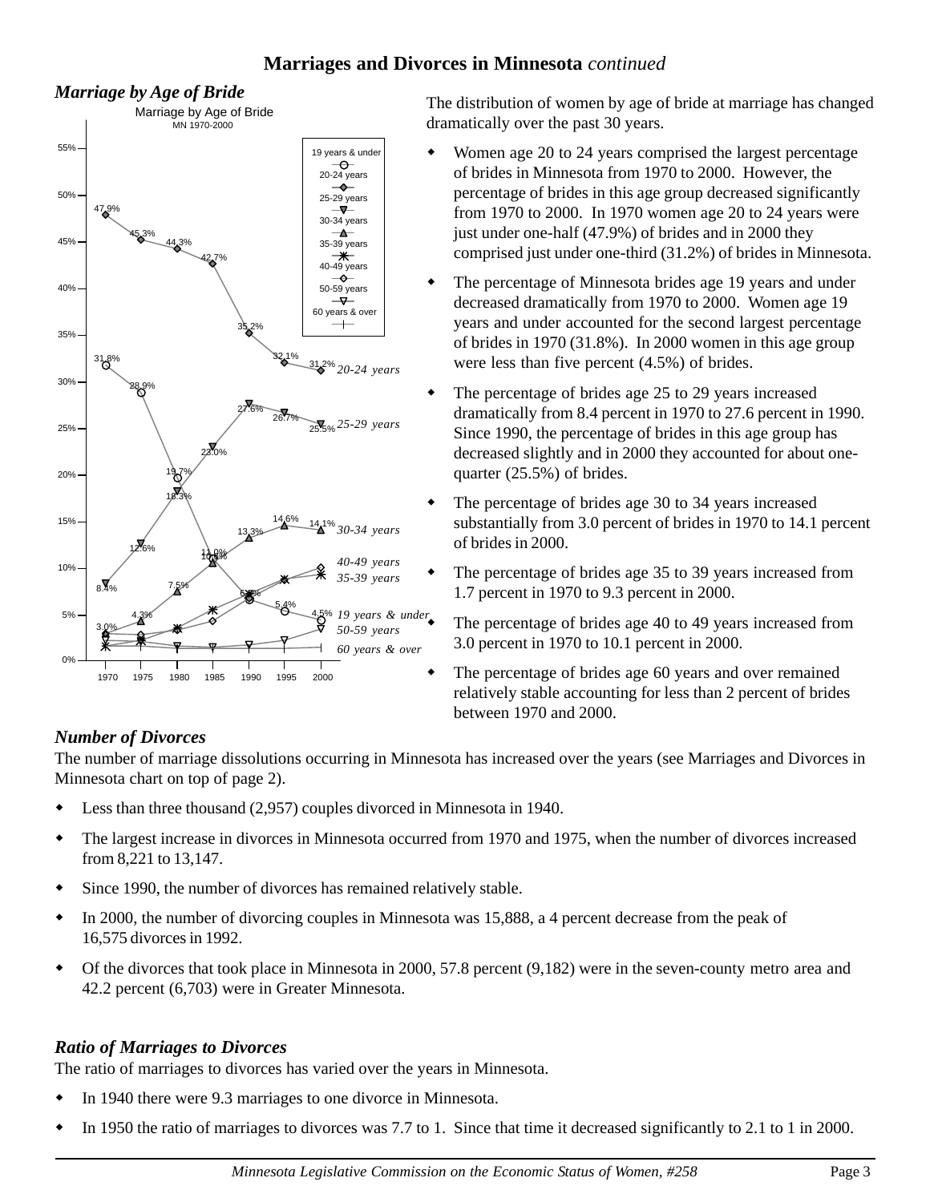## Marriages and Divorces in Minnesota *continued*

### *Marriage by Age of Bride*

The distribution of women by age of bride at marriage has changed dramatically over the past 30 years.

- Women age 20 to 24 years comprised the largest percentage of brides in Minnesota from 1970 to 2000. However, the percentage of brides in this age group decreased significantly from 1970 to 2000. In 1970 women age 20 to 24 years were just under one-half (47.9%) of brides and in 2000 they comprised just under one-third (31.2%) of brides in Minnesota.
- The percentage of Minnesota brides age 19 years and under decreased dramatically from 1970 to 2000. Women age 19 years and under accounted for the second largest percentage of brides in 1970 (31.8%). In 2000 women in this age group were less than five percent (4.5%) of brides.
- The percentage of brides age 25 to 29 years increased dramatically from 8.4 percent in 1970 to 27.6 percent in 1990. Since 1990, the percentage of brides in this age group has decreased slightly and in 2000 they accounted for about one-quarter (25.5%) of brides.
- The percentage of brides age 30 to 34 years increased substantially from 3.0 percent of brides in 1970 to 14.1 percent of brides in 2000.
- The percentage of brides age 35 to 39 years increased from 1.7 percent in 1970 to 9.3 percent in 2000.
- The percentage of brides age 40 to 49 years increased from 3.0 percent in 1970 to 10.1 percent in 2000.
- The percentage of brides age 60 years and over remained relatively stable accounting for less than 2 percent of brides between 1970 and 2000.

### *Number of Divorces*

The number of marriage dissolutions occurring in Minnesota has increased over the years (see Marriages and Divorces in Minnesota chart on top of page 2).

- Less than three thousand (2,957) couples divorced in Minnesota in 1940.
- The largest increase in divorces in Minnesota occurred from 1970 and 1975, when the number of divorces increased from 8,221 to 13,147.
- Since 1990, the number of divorces has remained relatively stable.
- In 2000, the number of divorcing couples in Minnesota was 15,888, a 4 percent decrease from the peak of 16,575 divorces in 1992.
- Of the divorces that took place in Minnesota in 2000, 57.8 percent (9,182) were in the seven-county metro area and 42.2 percent (6,703) were in Greater Minnesota.

### *Ratio of Marriages to Divorces*

The ratio of marriages to divorces has varied over the years in Minnesota.

- In 1940 there were 9.3 marriages to one divorce in Minnesota.
- In 1950 the ratio of marriages to divorces was 7.7 to 1. Since that time it decreased significantly to 2.1 to 1 in 2000.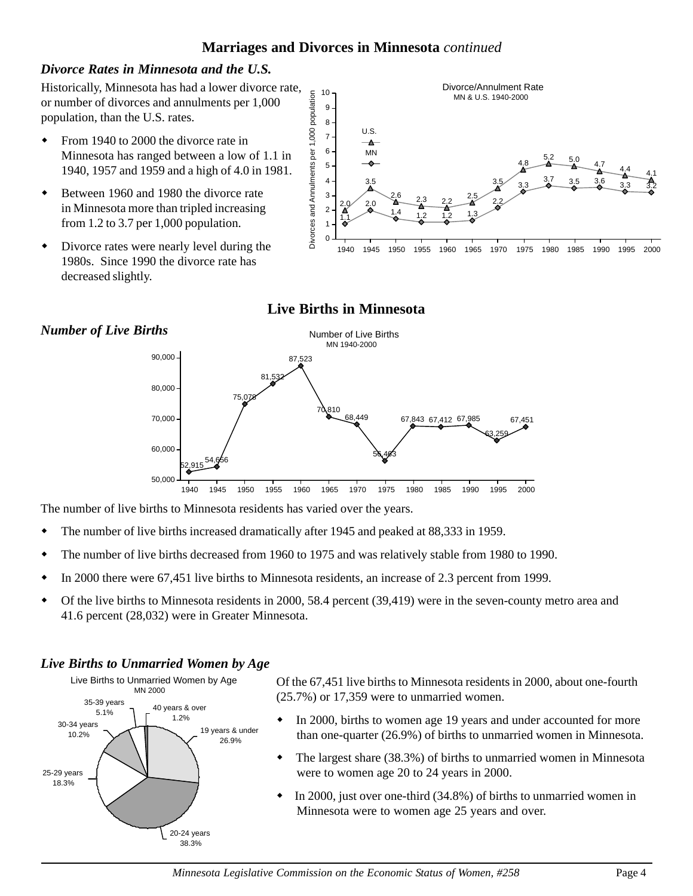## Marriages and Divorces in Minnesota *continued*

### *Divorce Rates in Minnesota and the U.S.*

Historically, Minnesota has had a lower divorce rate, or number of divorces and annulments per 1,000 population, than the U.S. rates.

- From 1940 to 2000 the divorce rate in Minnesota has ranged between a low of 1.1 in 1940, 1957 and 1959 and a high of 4.0 in 1981.
- Between 1960 and 1980 the divorce rate in Minnesota more than tripled increasing from 1.2 to 3.7 per 1,000 population.
- Divorce rates were nearly level during the 1980s. Since 1990 the divorce rate has decreased slightly.

Divorce/Annulment Rate
MN & U.S. 1940-2000

| Year | U.S. | MN |
|---|---|---|
| 1940 | 2.0 | 1.1 |
| 1945 | 3.5 | 2.0 |
| 1950 | 2.6 | 1.4 |
| 1955 | 2.3 | 1.2 |
| 1960 | 2.2 | 1.2 |
| 1965 | 2.5 | 1.3 |
| 1970 | 3.5 | 2.2 |
| 1975 | 4.8 | 3.3 |
| 1980 | 5.2 | 3.7 |
| 1985 | 5.0 | 3.5 |
| 1990 | 4.7 | 3.6 |
| 1995 | 4.4 | 3.3 |
| 2000 | 4.1 | 3.2 |

## Live Births in Minnesota

### *Number of Live Births*

Number of Live Births
MN 1940-2000

| Year | Live Births |
|---|---|
| 1940 | 52,915 |
| 1945 | 54,656 |
| 1950 | 75,078 |
| 1955 | 81,532 |
| 1960 | 87,523 |
| 1965 | 70,810 |
| 1970 | 68,449 |
| 1975 | 56,463 |
| 1980 | 67,843 |
| 1985 | 67,412 |
| 1990 | 67,985 |
| 1995 | 63,259 |
| 2000 | 67,451 |

The number of live births to Minnesota residents has varied over the years.

- The number of live births increased dramatically after 1945 and peaked at 88,333 in 1959.
- The number of live births decreased from 1960 to 1975 and was relatively stable from 1980 to 1990.
- In 2000 there were 67,451 live births to Minnesota residents, an increase of 2.3 percent from 1999.
- Of the live births to Minnesota residents in 2000, 58.4 percent (39,419) were in the seven-county metro area and 41.6 percent (28,032) were in Greater Minnesota.

### *Live Births to Unmarried Women by Age*

Live Births to Unmarried Women by Age
MN 2000

| Age | Percent |
|---|---|
| 19 years & under | 26.9% |
| 20-24 years | 38.3% |
| 25-29 years | 18.3% |
| 30-34 years | 10.2% |
| 35-39 years | 5.1% |
| 40 years & over | 1.2% |

Of the 67,451 live births to Minnesota residents in 2000, about one-fourth (25.7%) or 17,359 were to unmarried women.

- In 2000, births to women age 19 years and under accounted for more than one-quarter (26.9%) of births to unmarried women in Minnesota.
- The largest share (38.3%) of births to unmarried women in Minnesota were to women age 20 to 24 years in 2000.
- In 2000, just over one-third (34.8%) of births to unmarried women in Minnesota were to women age 25 years and over.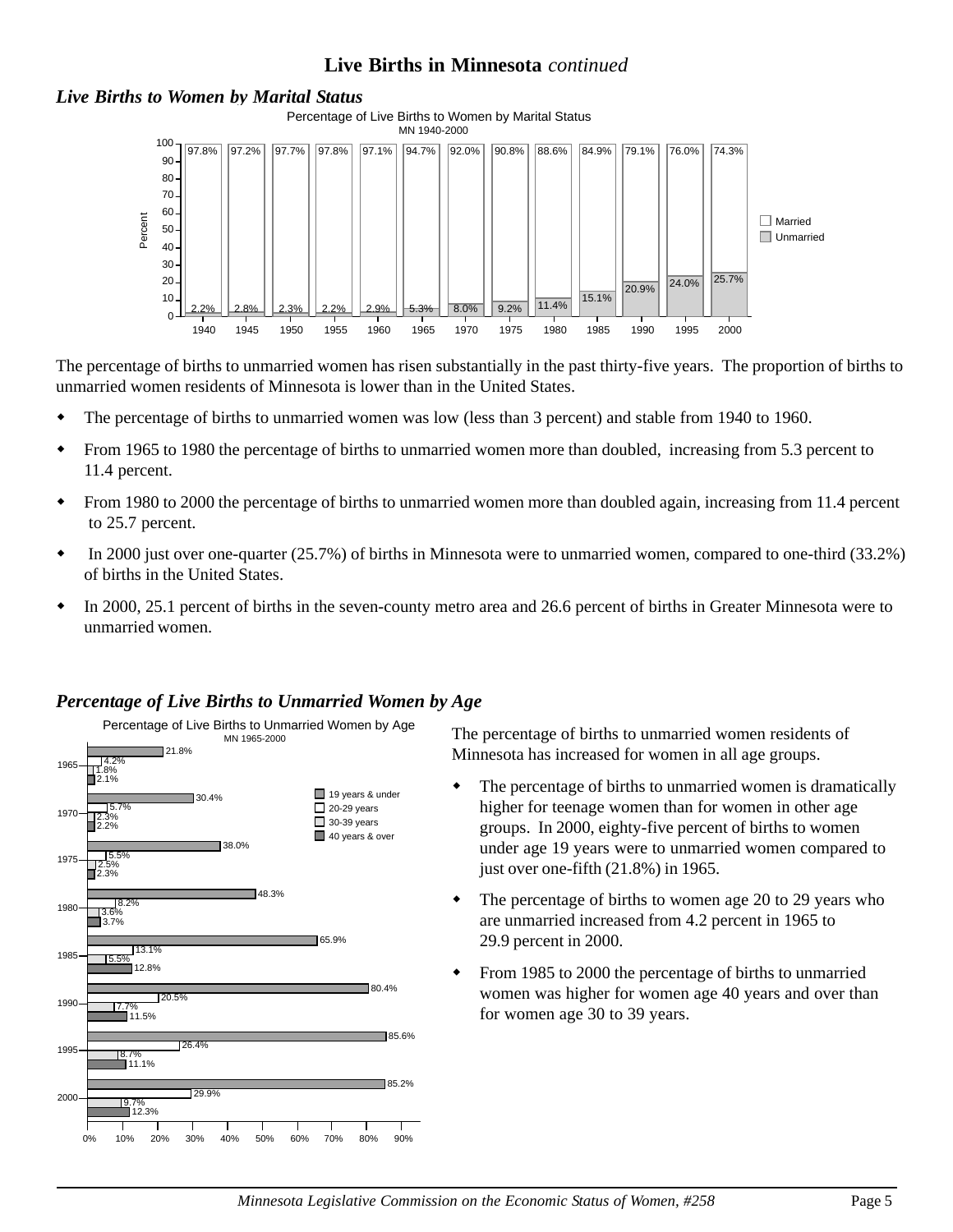## Live Births in Minnesota *continued*

### *Live Births to Women by Marital Status*

Percentage of Live Births to Women by Marital Status
MN 1940-2000

Percent

Married
Unmarried

1940: 97.8%, 2.2%
1945: 97.2%, 2.8%
1950: 97.7%, 2.3%
1955: 97.8%, 2.2%
1960: 97.1%, 2.9%
1965: 94.7%, 5.3%
1970: 92.0%, 8.0%
1975: 90.8%, 9.2%
1980: 88.6%, 11.4%
1985: 84.9%, 15.1%
1990: 79.1%, 20.9%
1995: 76.0%, 24.0%
2000: 74.3%, 25.7%

The percentage of births to unmarried women has risen substantially in the past thirty-five years. The proportion of births to unmarried women residents of Minnesota is lower than in the United States.

- The percentage of births to unmarried women was low (less than 3 percent) and stable from 1940 to 1960.
- From 1965 to 1980 the percentage of births to unmarried women more than doubled, increasing from 5.3 percent to 11.4 percent.
- From 1980 to 2000 the percentage of births to unmarried women more than doubled again, increasing from 11.4 percent to 25.7 percent.
- In 2000 just over one-quarter (25.7%) of births in Minnesota were to unmarried women, compared to one-third (33.2%) of births in the United States.
- In 2000, 25.1 percent of births in the seven-county metro area and 26.6 percent of births in Greater Minnesota were to unmarried women.

### *Percentage of Live Births to Unmarried Women by Age*

Percentage of Live Births to Unmarried Women by Age
MN 1965-2000

19 years & under
20-29 years
30-39 years
40 years & over

1965: 21.8%, 4.2%, 1.8%, 2.1%
1970: 30.4%, 5.7%, 2.3%, 2.2%
1975: 38.0%, 5.5%, 2.5%, 2.3%
1980: 48.3%, 8.2%, 3.6%, 3.7%
1985: 65.9%, 13.1%, 5.5%, 12.8%
1990: 80.4%, 20.5%, 7.7%, 11.5%
1995: 85.6%, 26.4%, 8.7%, 11.1%
2000: 85.2%, 29.9%, 9.7%, 12.3%

0% 10% 20% 30% 40% 50% 60% 70% 80% 90%

The percentage of births to unmarried women residents of Minnesota has increased for women in all age groups.

- The percentage of births to unmarried women is dramatically higher for teenage women than for women in other age groups. In 2000, eighty-five percent of births to women under age 19 years were to unmarried women compared to just over one-fifth (21.8%) in 1965.
- The percentage of births to women age 20 to 29 years who are unmarried increased from 4.2 percent in 1965 to 29.9 percent in 2000.
- From 1985 to 2000 the percentage of births to unmarried women was higher for women age 40 years and over than for women age 30 to 39 years.